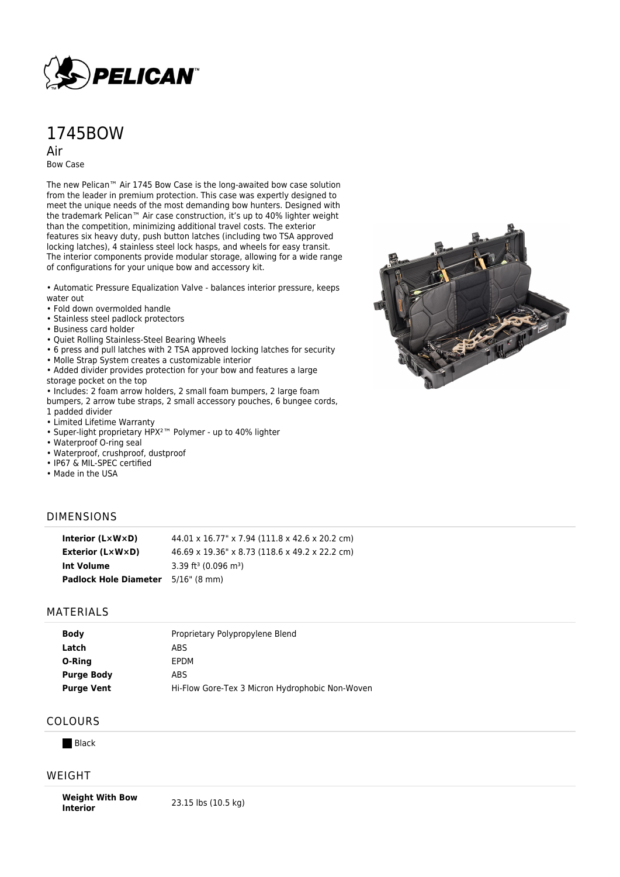# 1745BOW

## Air

Bow Case

The new Pelican™ Air 1745 Bow Case is the long-awaited bow case solution from the leader in premium protection. This case was expertly designed to meet the unique needs of the most demanding bow hunters. Designed with the trademark Pelican™ Air case construction, it's up to 40% lighter weight than the competition, minimizing additional travel costs. The exterior features six heavy duty, push button latches (including two TSA approved locking latches), 4 stainless steel lock hasps, and wheels for easy transit. The interior components provide modular storage, allowing for a wide range of configurations for your unique bow and accessory kit.

- Automatic Pressure Equalization Valve - balances interior pressure, keeps water out
- Fold down overmolded handle
- Stainless steel padlock protectors
- Business card holder
- Quiet Rolling Stainless-Steel Bearing Wheels
- 6 press and pull latches with 2 TSA approved locking latches for security
- Molle Strap System creates a customizable interior
- Added divider provides protection for your bow and features a large storage pocket on the top
- Includes: 2 foam arrow holders, 2 small foam bumpers, 2 large foam bumpers, 2 arrow tube straps, 2 small accessory pouches, 6 bungee cords, 1 padded divider
- Limited Lifetime Warranty
- Super-light proprietary HPX²™ Polymer - up to 40% lighter
- Waterproof O-ring seal
- Waterproof, crushproof, dustproof
- IP67 & MIL-SPEC certified
- Made in the USA

## DIMENSIONS

| | |
|---|---|
| **Interior (L×W×D)** | 44.01 x 16.77" x 7.94 (111.8 x 42.6 x 20.2 cm) |
| **Exterior (L×W×D)** | 46.69 x 19.36" x 8.73 (118.6 x 49.2 x 22.2 cm) |
| **Int Volume** | 3.39 ft³ (0.096 m³) |
| **Padlock Hole Diameter** | 5/16" (8 mm) |

## MATERIALS

| | |
|---|---|
| **Body** | Proprietary Polypropylene Blend |
| **Latch** | ABS |
| **O-Ring** | EPDM |
| **Purge Body** | ABS |
| **Purge Vent** | Hi-Flow Gore-Tex 3 Micron Hydrophobic Non-Woven |

## COLOURS

Black

## WEIGHT

| | |
|---|---|
| **Weight With Bow Interior** | 23.15 lbs (10.5 kg) |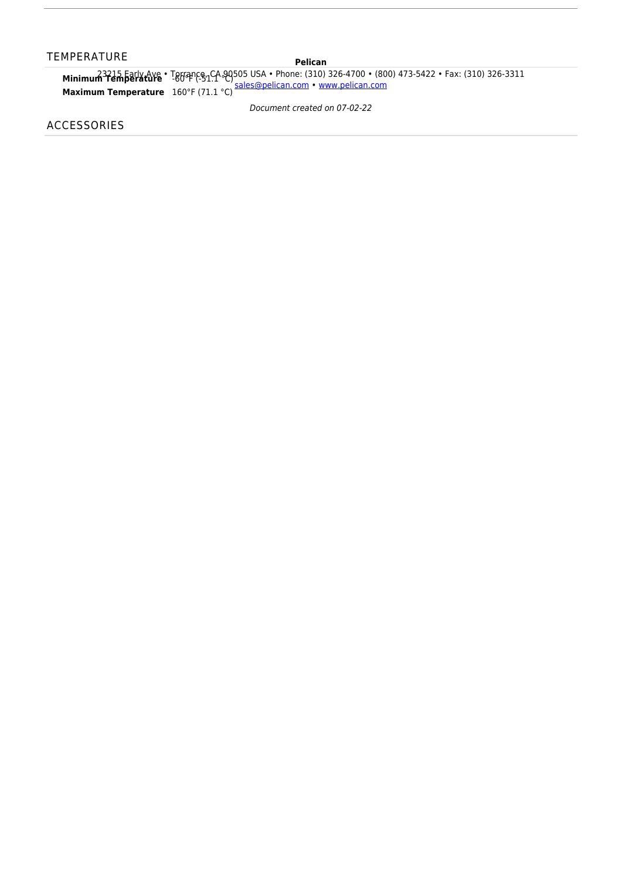## TEMPERATURE

| | |
|---|---|
| **Minimum Temperature** | -60°F (-51.1 °C) |
| **Maximum Temperature** | 160°F (71.1 °C) |

## ACCESSORIES